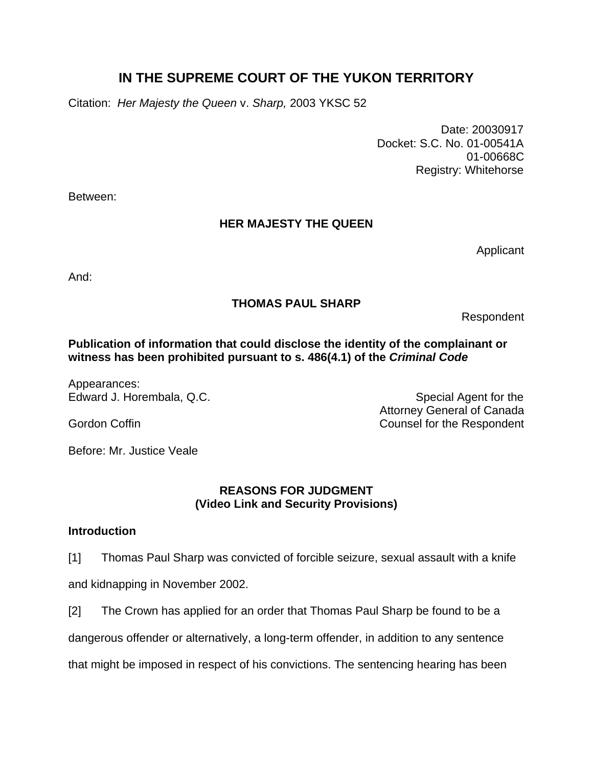# IN THE SUPREME COURT OF THE YUKON TERRITORY

Citation: *Her Majesty the Queen* v. *Sharp,* 2003 YKSC 52

Date: 20030917
Docket: S.C. No. 01-00541A
01-00668C
Registry: Whitehorse

Between:

**HER MAJESTY THE QUEEN**

Applicant

And:

**THOMAS PAUL SHARP**

Respondent

**Publication of information that could disclose the identity of the complainant or witness has been prohibited pursuant to s. 486(4.1) of the *Criminal Code***

Appearances:

| | |
|---|---|
| Edward J. Horembala, Q.C. | Special Agent for the Attorney General of Canada |
| Gordon Coffin | Counsel for the Respondent |

Before: Mr. Justice Veale

## REASONS FOR JUDGMENT
## (Video Link and Security Provisions)

### Introduction

[1] Thomas Paul Sharp was convicted of forcible seizure, sexual assault with a knife and kidnapping in November 2002.

[2] The Crown has applied for an order that Thomas Paul Sharp be found to be a dangerous offender or alternatively, a long-term offender, in addition to any sentence that might be imposed in respect of his convictions. The sentencing hearing has been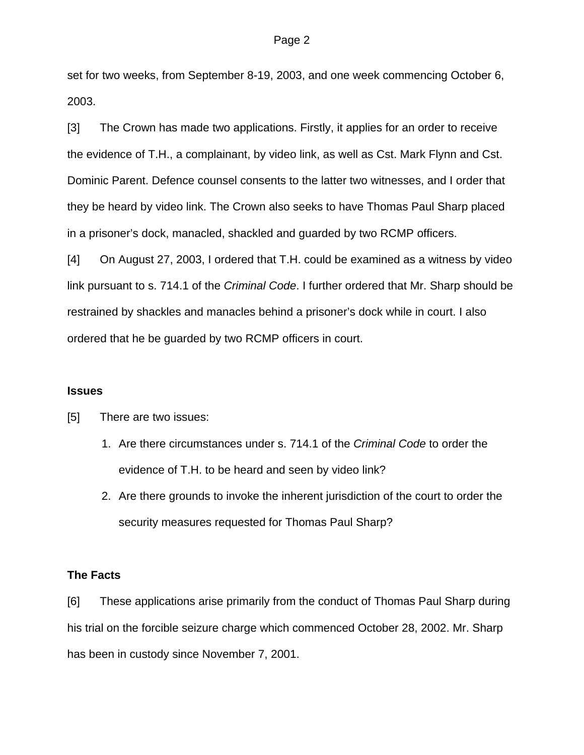set for two weeks, from September 8-19, 2003, and one week commencing October 6, 2003.

[3] The Crown has made two applications. Firstly, it applies for an order to receive the evidence of T.H., a complainant, by video link, as well as Cst. Mark Flynn and Cst. Dominic Parent. Defence counsel consents to the latter two witnesses, and I order that they be heard by video link. The Crown also seeks to have Thomas Paul Sharp placed in a prisoner's dock, manacled, shackled and guarded by two RCMP officers.

[4] On August 27, 2003, I ordered that T.H. could be examined as a witness by video link pursuant to s. 714.1 of the *Criminal Code*. I further ordered that Mr. Sharp should be restrained by shackles and manacles behind a prisoner's dock while in court. I also ordered that he be guarded by two RCMP officers in court.

## Issues

[5] There are two issues:

1. Are there circumstances under s. 714.1 of the *Criminal Code* to order the evidence of T.H. to be heard and seen by video link?
2. Are there grounds to invoke the inherent jurisdiction of the court to order the security measures requested for Thomas Paul Sharp?

## The Facts

[6] These applications arise primarily from the conduct of Thomas Paul Sharp during his trial on the forcible seizure charge which commenced October 28, 2002. Mr. Sharp has been in custody since November 7, 2001.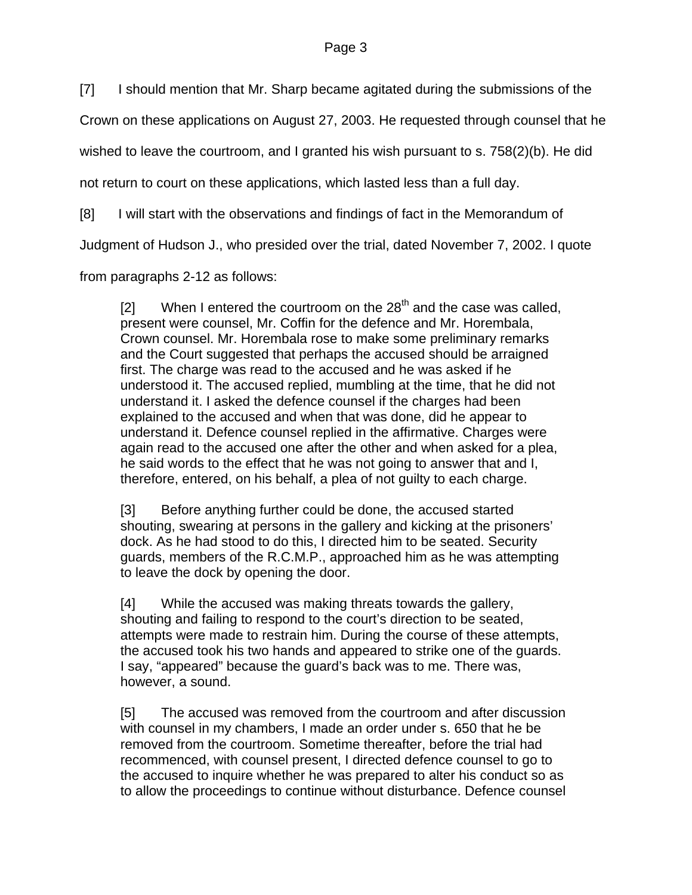[7] I should mention that Mr. Sharp became agitated during the submissions of the Crown on these applications on August 27, 2003. He requested through counsel that he wished to leave the courtroom, and I granted his wish pursuant to s. 758(2)(b). He did not return to court on these applications, which lasted less than a full day.

[8] I will start with the observations and findings of fact in the Memorandum of Judgment of Hudson J., who presided over the trial, dated November 7, 2002. I quote from paragraphs 2-12 as follows:

> [2] When I entered the courtroom on the 28th and the case was called, present were counsel, Mr. Coffin for the defence and Mr. Horembala, Crown counsel. Mr. Horembala rose to make some preliminary remarks and the Court suggested that perhaps the accused should be arraigned first. The charge was read to the accused and he was asked if he understood it. The accused replied, mumbling at the time, that he did not understand it. I asked the defence counsel if the charges had been explained to the accused and when that was done, did he appear to understand it. Defence counsel replied in the affirmative. Charges were again read to the accused one after the other and when asked for a plea, he said words to the effect that he was not going to answer that and I, therefore, entered, on his behalf, a plea of not guilty to each charge.
>
> [3] Before anything further could be done, the accused started shouting, swearing at persons in the gallery and kicking at the prisoners' dock. As he had stood to do this, I directed him to be seated. Security guards, members of the R.C.M.P., approached him as he was attempting to leave the dock by opening the door.
>
> [4] While the accused was making threats towards the gallery, shouting and failing to respond to the court's direction to be seated, attempts were made to restrain him. During the course of these attempts, the accused took his two hands and appeared to strike one of the guards. I say, "appeared" because the guard's back was to me. There was, however, a sound.
>
> [5] The accused was removed from the courtroom and after discussion with counsel in my chambers, I made an order under s. 650 that he be removed from the courtroom. Sometime thereafter, before the trial had recommenced, with counsel present, I directed defence counsel to go to the accused to inquire whether he was prepared to alter his conduct so as to allow the proceedings to continue without disturbance. Defence counsel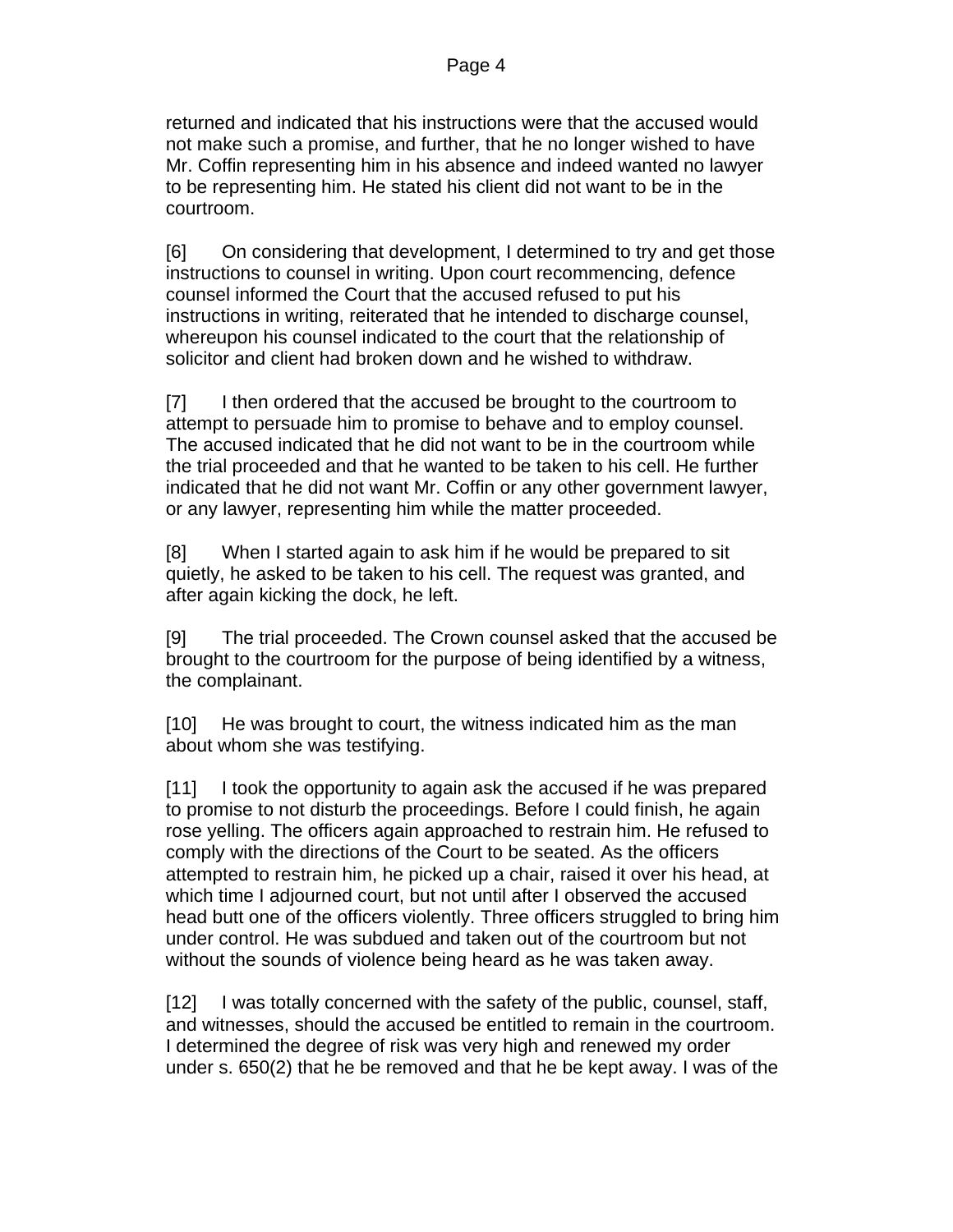returned and indicated that his instructions were that the accused would not make such a promise, and further, that he no longer wished to have Mr. Coffin representing him in his absence and indeed wanted no lawyer to be representing him. He stated his client did not want to be in the courtroom.

[6] On considering that development, I determined to try and get those instructions to counsel in writing. Upon court recommencing, defence counsel informed the Court that the accused refused to put his instructions in writing, reiterated that he intended to discharge counsel, whereupon his counsel indicated to the court that the relationship of solicitor and client had broken down and he wished to withdraw.

[7] I then ordered that the accused be brought to the courtroom to attempt to persuade him to promise to behave and to employ counsel. The accused indicated that he did not want to be in the courtroom while the trial proceeded and that he wanted to be taken to his cell. He further indicated that he did not want Mr. Coffin or any other government lawyer, or any lawyer, representing him while the matter proceeded.

[8] When I started again to ask him if he would be prepared to sit quietly, he asked to be taken to his cell. The request was granted, and after again kicking the dock, he left.

[9] The trial proceeded. The Crown counsel asked that the accused be brought to the courtroom for the purpose of being identified by a witness, the complainant.

[10] He was brought to court, the witness indicated him as the man about whom she was testifying.

[11] I took the opportunity to again ask the accused if he was prepared to promise to not disturb the proceedings. Before I could finish, he again rose yelling. The officers again approached to restrain him. He refused to comply with the directions of the Court to be seated. As the officers attempted to restrain him, he picked up a chair, raised it over his head, at which time I adjourned court, but not until after I observed the accused head butt one of the officers violently. Three officers struggled to bring him under control. He was subdued and taken out of the courtroom but not without the sounds of violence being heard as he was taken away.

[12] I was totally concerned with the safety of the public, counsel, staff, and witnesses, should the accused be entitled to remain in the courtroom. I determined the degree of risk was very high and renewed my order under s. 650(2) that he be removed and that he be kept away. I was of the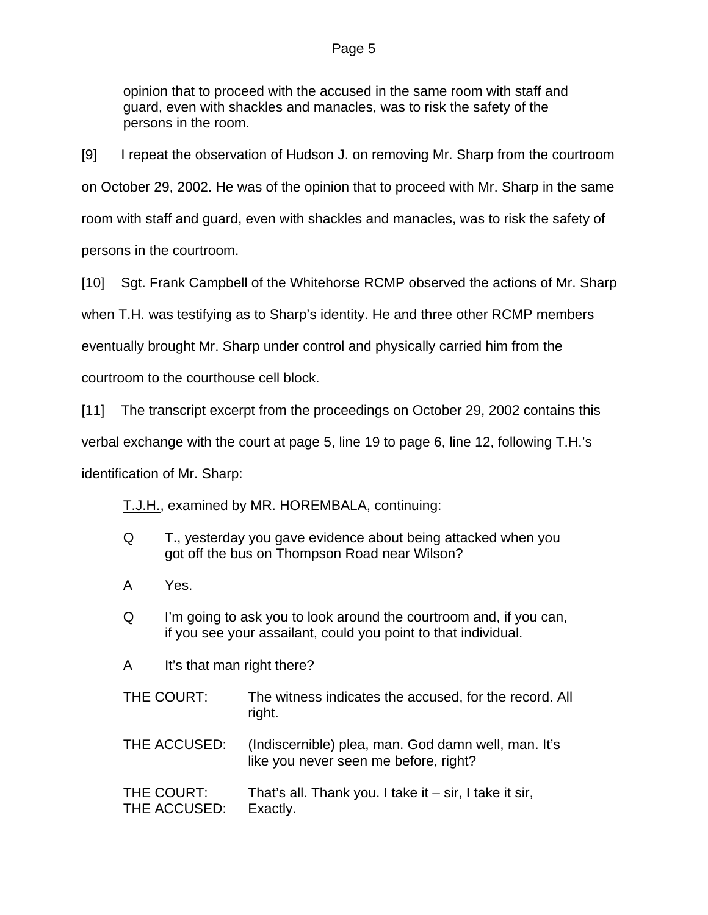> opinion that to proceed with the accused in the same room with staff and guard, even with shackles and manacles, was to risk the safety of the persons in the room.

[9] I repeat the observation of Hudson J. on removing Mr. Sharp from the courtroom on October 29, 2002. He was of the opinion that to proceed with Mr. Sharp in the same room with staff and guard, even with shackles and manacles, was to risk the safety of persons in the courtroom.

[10] Sgt. Frank Campbell of the Whitehorse RCMP observed the actions of Mr. Sharp when T.H. was testifying as to Sharp's identity. He and three other RCMP members eventually brought Mr. Sharp under control and physically carried him from the courtroom to the courthouse cell block.

[11] The transcript excerpt from the proceedings on October 29, 2002 contains this verbal exchange with the court at page 5, line 19 to page 6, line 12, following T.H.'s identification of Mr. Sharp:

> <u>T.J.H.</u>, examined by MR. HOREMBALA, continuing:
>
> Q T., yesterday you gave evidence about being attacked when you got off the bus on Thompson Road near Wilson?
>
> A Yes.
>
> Q I'm going to ask you to look around the courtroom and, if you can, if you see your assailant, could you point to that individual.
>
> A It's that man right there?
>
> THE COURT: The witness indicates the accused, for the record. All right.
>
> THE ACCUSED: (Indiscernible) plea, man. God damn well, man. It's like you never seen me before, right?
>
> THE COURT: That's all. Thank you. I take it – sir, I take it sir,
> THE ACCUSED: Exactly.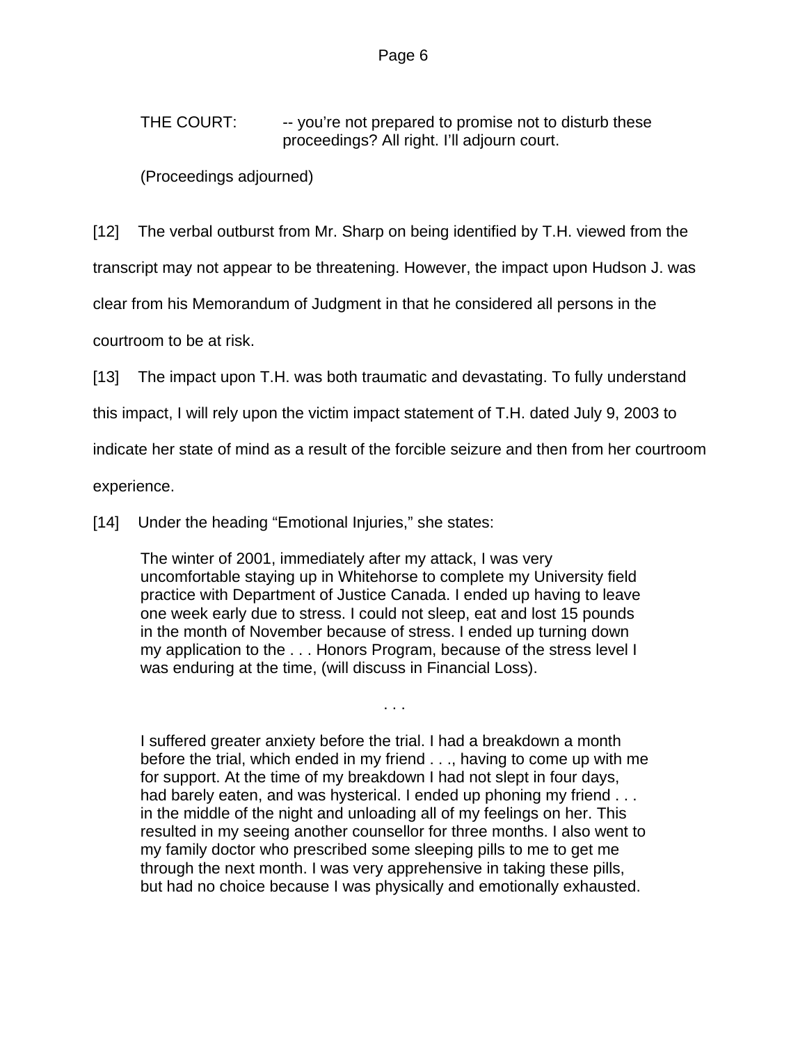THE COURT: -- you're not prepared to promise not to disturb these proceedings? All right. I'll adjourn court.

(Proceedings adjourned)

[12] The verbal outburst from Mr. Sharp on being identified by T.H. viewed from the transcript may not appear to be threatening. However, the impact upon Hudson J. was clear from his Memorandum of Judgment in that he considered all persons in the courtroom to be at risk.

[13] The impact upon T.H. was both traumatic and devastating. To fully understand this impact, I will rely upon the victim impact statement of T.H. dated July 9, 2003 to indicate her state of mind as a result of the forcible seizure and then from her courtroom experience.

[14] Under the heading "Emotional Injuries," she states:

> The winter of 2001, immediately after my attack, I was very uncomfortable staying up in Whitehorse to complete my University field practice with Department of Justice Canada. I ended up having to leave one week early due to stress. I could not sleep, eat and lost 15 pounds in the month of November because of stress. I ended up turning down my application to the . . . Honors Program, because of the stress level I was enduring at the time, (will discuss in Financial Loss).
>
> . . .
>
> I suffered greater anxiety before the trial. I had a breakdown a month before the trial, which ended in my friend . . ., having to come up with me for support. At the time of my breakdown I had not slept in four days, had barely eaten, and was hysterical. I ended up phoning my friend . . . in the middle of the night and unloading all of my feelings on her. This resulted in my seeing another counsellor for three months. I also went to my family doctor who prescribed some sleeping pills to me to get me through the next month. I was very apprehensive in taking these pills, but had no choice because I was physically and emotionally exhausted.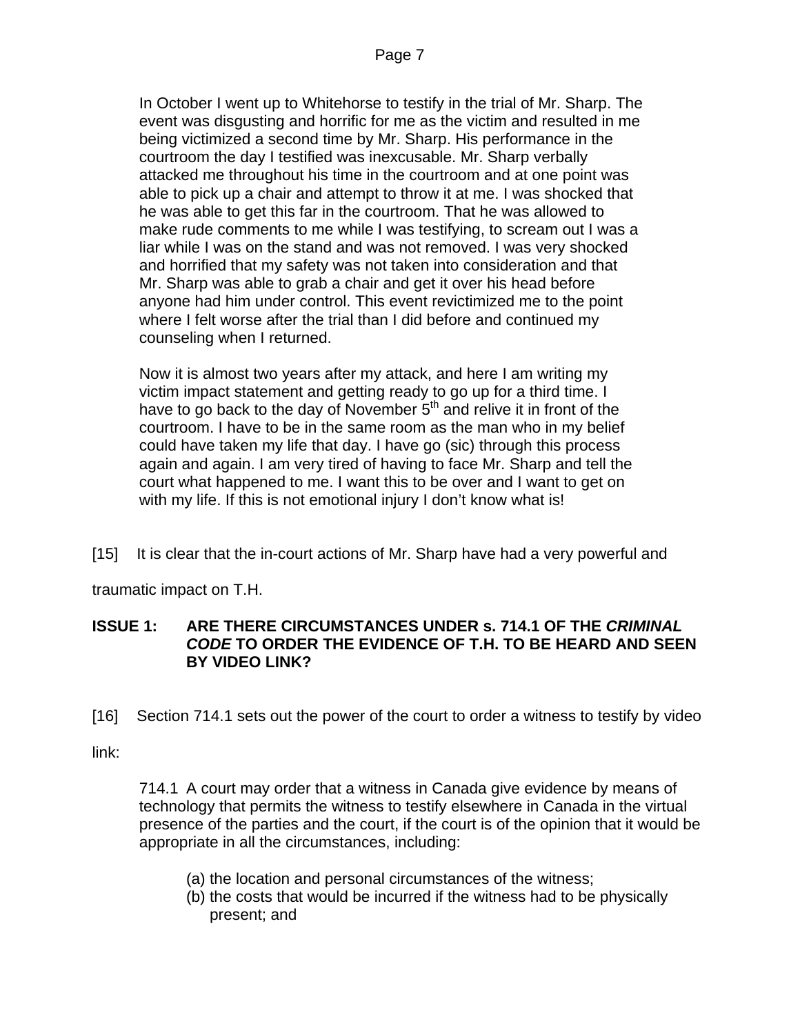> In October I went up to Whitehorse to testify in the trial of Mr. Sharp. The event was disgusting and horrific for me as the victim and resulted in me being victimized a second time by Mr. Sharp. His performance in the courtroom the day I testified was inexcusable. Mr. Sharp verbally attacked me throughout his time in the courtroom and at one point was able to pick up a chair and attempt to throw it at me. I was shocked that he was able to get this far in the courtroom. That he was allowed to make rude comments to me while I was testifying, to scream out I was a liar while I was on the stand and was not removed. I was very shocked and horrified that my safety was not taken into consideration and that Mr. Sharp was able to grab a chair and get it over his head before anyone had him under control. This event revictimized me to the point where I felt worse after the trial than I did before and continued my counseling when I returned.
>
> Now it is almost two years after my attack, and here I am writing my victim impact statement and getting ready to go up for a third time. I have to go back to the day of November 5th and relive it in front of the courtroom. I have to be in the same room as the man who in my belief could have taken my life that day. I have go (sic) through this process again and again. I am very tired of having to face Mr. Sharp and tell the court what happened to me. I want this to be over and I want to get on with my life. If this is not emotional injury I don't know what is!

[15] It is clear that the in-court actions of Mr. Sharp have had a very powerful and traumatic impact on T.H.

### ISSUE 1: ARE THERE CIRCUMSTANCES UNDER s. 714.1 OF THE *CRIMINAL CODE* TO ORDER THE EVIDENCE OF T.H. TO BE HEARD AND SEEN BY VIDEO LINK?

[16] Section 714.1 sets out the power of the court to order a witness to testify by video link:

> 714.1 A court may order that a witness in Canada give evidence by means of technology that permits the witness to testify elsewhere in Canada in the virtual presence of the parties and the court, if the court is of the opinion that it would be appropriate in all the circumstances, including:
>
> (a) the location and personal circumstances of the witness;
> (b) the costs that would be incurred if the witness had to be physically present; and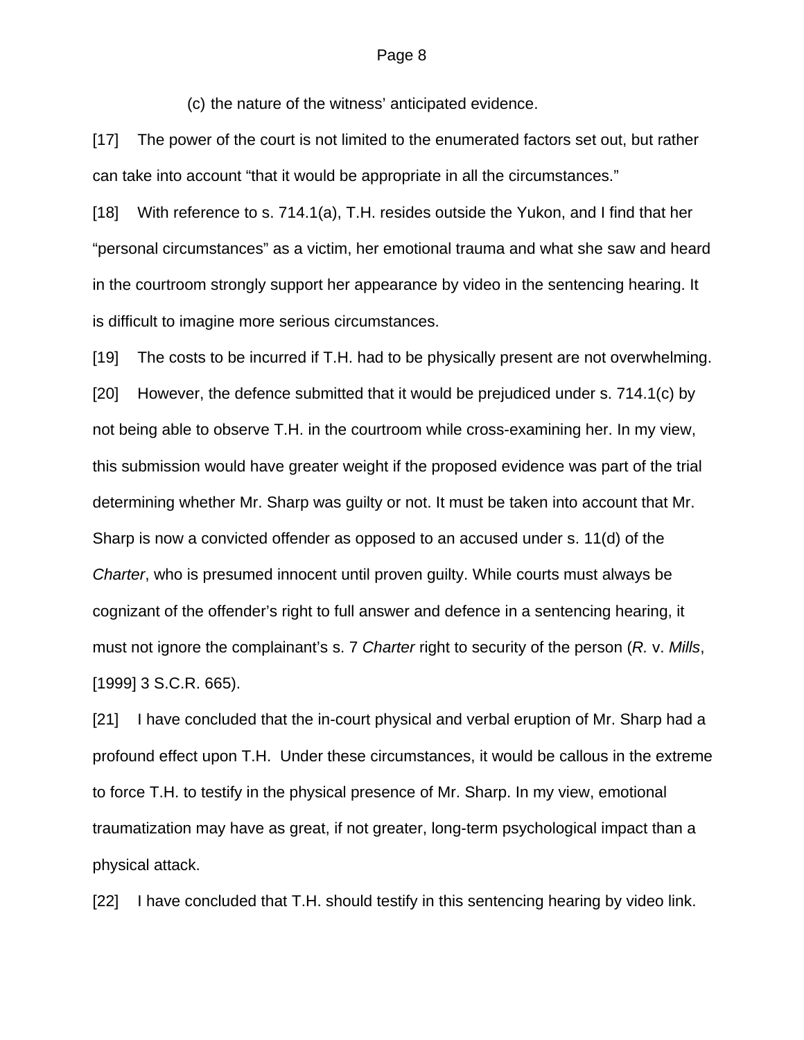(c) the nature of the witness' anticipated evidence.

[17] The power of the court is not limited to the enumerated factors set out, but rather can take into account "that it would be appropriate in all the circumstances."

[18] With reference to s. 714.1(a), T.H. resides outside the Yukon, and I find that her "personal circumstances" as a victim, her emotional trauma and what she saw and heard in the courtroom strongly support her appearance by video in the sentencing hearing. It is difficult to imagine more serious circumstances.

[19] The costs to be incurred if T.H. had to be physically present are not overwhelming.

[20] However, the defence submitted that it would be prejudiced under s. 714.1(c) by not being able to observe T.H. in the courtroom while cross-examining her. In my view, this submission would have greater weight if the proposed evidence was part of the trial determining whether Mr. Sharp was guilty or not. It must be taken into account that Mr. Sharp is now a convicted offender as opposed to an accused under s. 11(d) of the *Charter*, who is presumed innocent until proven guilty. While courts must always be cognizant of the offender's right to full answer and defence in a sentencing hearing, it must not ignore the complainant's s. 7 *Charter* right to security of the person (*R.* v. *Mills*, [1999] 3 S.C.R. 665).

[21] I have concluded that the in-court physical and verbal eruption of Mr. Sharp had a profound effect upon T.H. Under these circumstances, it would be callous in the extreme to force T.H. to testify in the physical presence of Mr. Sharp. In my view, emotional traumatization may have as great, if not greater, long-term psychological impact than a physical attack.

[22] I have concluded that T.H. should testify in this sentencing hearing by video link.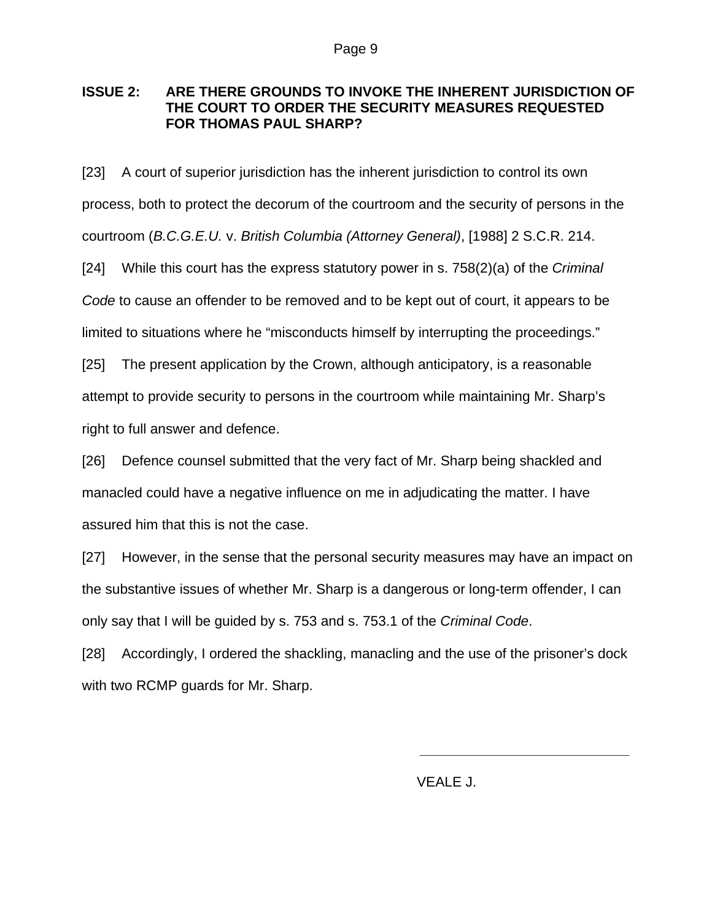## ISSUE 2: ARE THERE GROUNDS TO INVOKE THE INHERENT JURISDICTION OF THE COURT TO ORDER THE SECURITY MEASURES REQUESTED FOR THOMAS PAUL SHARP?

[23] A court of superior jurisdiction has the inherent jurisdiction to control its own process, both to protect the decorum of the courtroom and the security of persons in the courtroom (*B.C.G.E.U.* v. *British Columbia (Attorney General)*, [1988] 2 S.C.R. 214.

[24] While this court has the express statutory power in s. 758(2)(a) of the *Criminal Code* to cause an offender to be removed and to be kept out of court, it appears to be limited to situations where he "misconducts himself by interrupting the proceedings."

[25] The present application by the Crown, although anticipatory, is a reasonable attempt to provide security to persons in the courtroom while maintaining Mr. Sharp's right to full answer and defence.

[26] Defence counsel submitted that the very fact of Mr. Sharp being shackled and manacled could have a negative influence on me in adjudicating the matter. I have assured him that this is not the case.

[27] However, in the sense that the personal security measures may have an impact on the substantive issues of whether Mr. Sharp is a dangerous or long-term offender, I can only say that I will be guided by s. 753 and s. 753.1 of the *Criminal Code*.

[28] Accordingly, I ordered the shackling, manacling and the use of the prisoner's dock with two RCMP guards for Mr. Sharp.

\_\_\_\_\_\_\_\_\_\_\_\_\_\_\_\_\_\_\_\_\_\_\_\_\_\_\_\_\_\_

VEALE J.